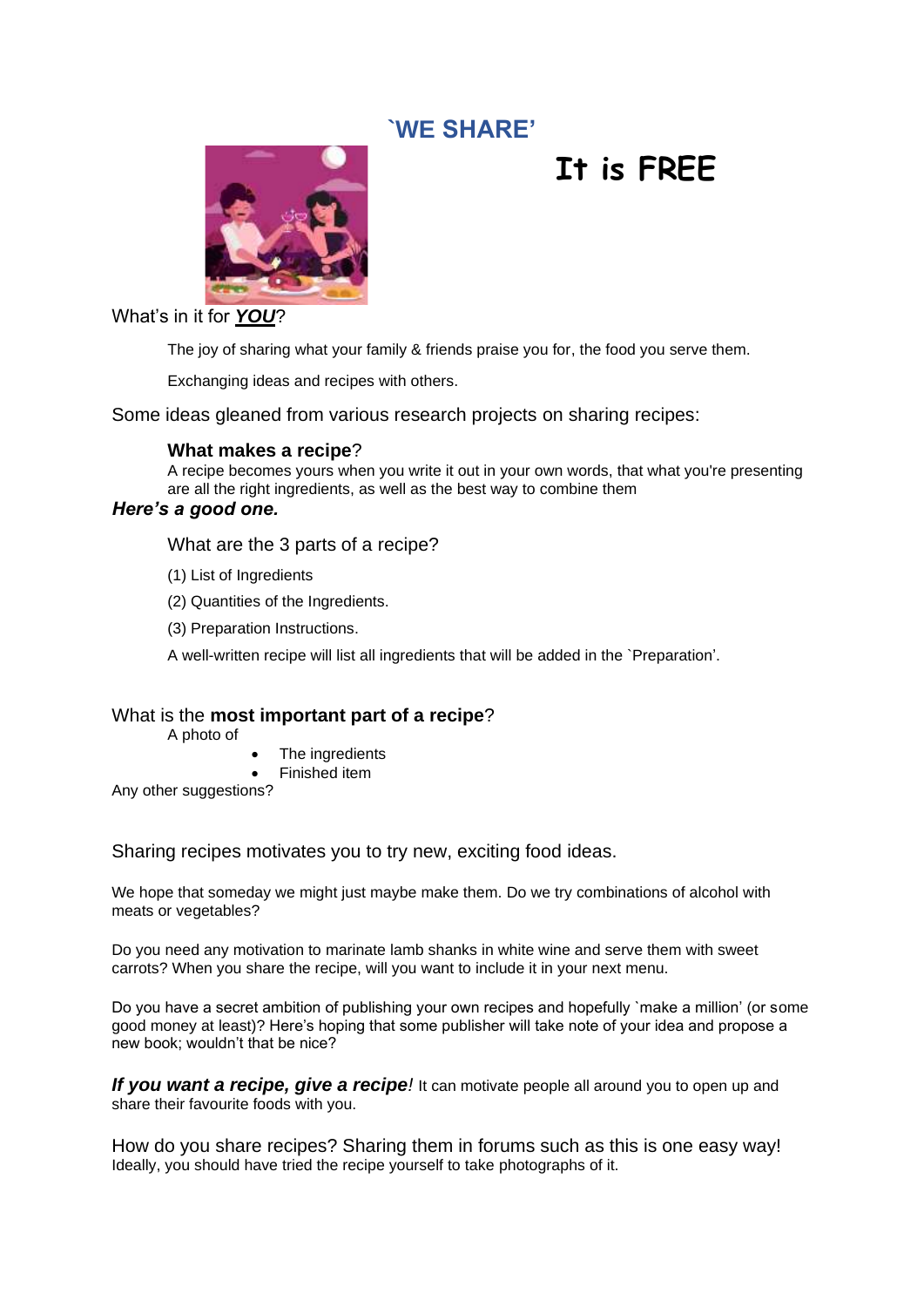# `WE SHARE'

# It is FREE

What's in it for ***YOU***?

The joy of sharing what your family & friends praise you for, the food you serve them.

Exchanging ideas and recipes with others.

Some ideas gleaned from various research projects on sharing recipes:

**What makes a recipe**?
A recipe becomes yours when you write it out in your own words, that what you're presenting are all the right ingredients, as well as the best way to combine them

***Here's a good one.***

What are the 3 parts of a recipe?

(1) List of Ingredients

(2) Quantities of the Ingredients.

(3) Preparation Instructions.

A well-written recipe will list all ingredients that will be added in the `Preparation'.

What is the **most important part of a recipe**?

A photo of

- The ingredients
- Finished item

Any other suggestions?

Sharing recipes motivates you to try new, exciting food ideas.

We hope that someday we might just maybe make them. Do we try combinations of alcohol with meats or vegetables?

Do you need any motivation to marinate lamb shanks in white wine and serve them with sweet carrots? When you share the recipe, will you want to include it in your next menu.

Do you have a secret ambition of publishing your own recipes and hopefully `make a million' (or some good money at least)? Here's hoping that some publisher will take note of your idea and propose a new book; wouldn't that be nice?

***If you want a recipe, give a recipe!*** It can motivate people all around you to open up and share their favourite foods with you.

How do you share recipes? Sharing them in forums such as this is one easy way!
Ideally, you should have tried the recipe yourself to take photographs of it.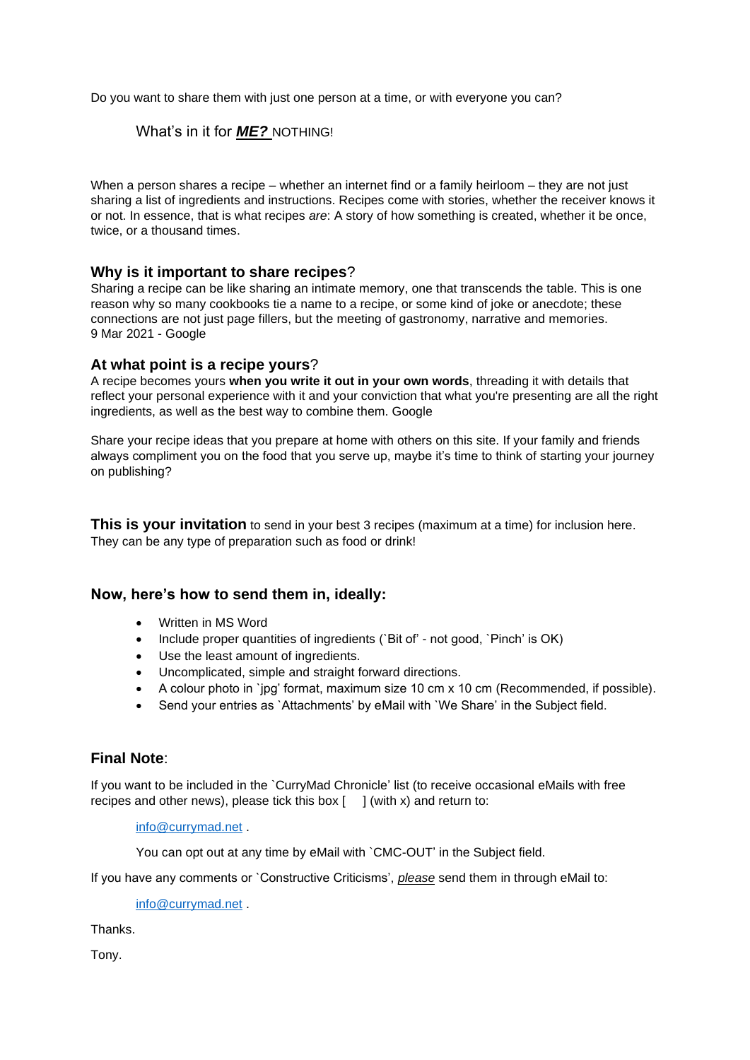Do you want to share them with just one person at a time, or with everyone you can?

What's in it for ***ME?*** NOTHING!

When a person shares a recipe – whether an internet find or a family heirloom – they are not just sharing a list of ingredients and instructions. Recipes come with stories, whether the receiver knows it or not. In essence, that is what recipes *are*: A story of how something is created, whether it be once, twice, or a thousand times.

### **Why is it important to share recipes**?

Sharing a recipe can be like sharing an intimate memory, one that transcends the table. This is one reason why so many cookbooks tie a name to a recipe, or some kind of joke or anecdote; these connections are not just page fillers, but the meeting of gastronomy, narrative and memories.
9 Mar 2021 - Google

### **At what point is a recipe yours**?

A recipe becomes yours **when you write it out in your own words**, threading it with details that reflect your personal experience with it and your conviction that what you're presenting are all the right ingredients, as well as the best way to combine them. Google

Share your recipe ideas that you prepare at home with others on this site. If your family and friends always compliment you on the food that you serve up, maybe it's time to think of starting your journey on publishing?

**This is your invitation** to send in your best 3 recipes (maximum at a time) for inclusion here. They can be any type of preparation such as food or drink!

### **Now, here's how to send them in, ideally:**

- Written in MS Word
- Include proper quantities of ingredients (`Bit of' - not good, `Pinch' is OK)
- Use the least amount of ingredients.
- Uncomplicated, simple and straight forward directions.
- A colour photo in `jpg' format, maximum size 10 cm x 10 cm (Recommended, if possible).
- Send your entries as `Attachments' by eMail with `We Share' in the Subject field.

### **Final Note**:

If you want to be included in the `CurryMad Chronicle' list (to receive occasional eMails with free recipes and other news), please tick this box [ ] (with x) and return to:

info@currymad.net .

You can opt out at any time by eMail with `CMC-OUT' in the Subject field.

If you have any comments or `Constructive Criticisms', *please* send them in through eMail to:

info@currymad.net .

Thanks.

Tony.